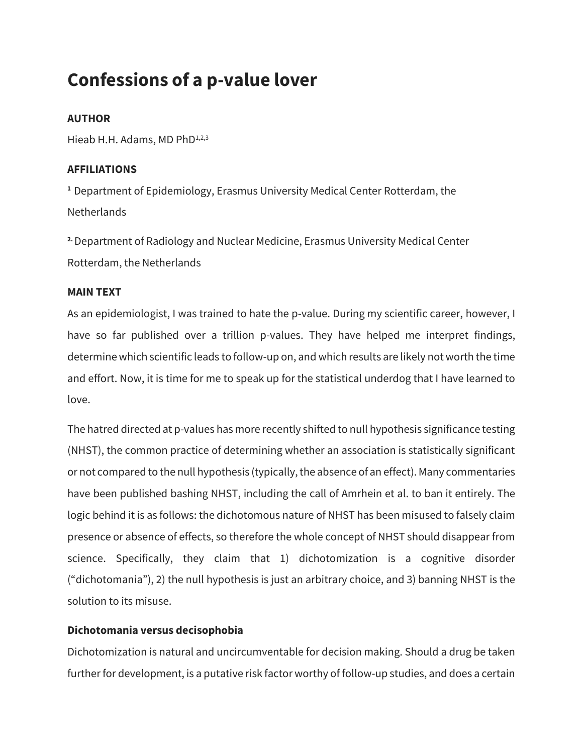# Confessions of a p-value lover

**AUTHOR**

Hieab H.H. Adams, MD PhD[1,2,3]

**AFFILIATIONS**

[1] Department of Epidemiology, Erasmus University Medical Center Rotterdam, the Netherlands

[2.] Department of Radiology and Nuclear Medicine, Erasmus University Medical Center Rotterdam, the Netherlands

**MAIN TEXT**

As an epidemiologist, I was trained to hate the p-value. During my scientific career, however, I have so far published over a trillion p-values. They have helped me interpret findings, determine which scientific leads to follow-up on, and which results are likely not worth the time and effort. Now, it is time for me to speak up for the statistical underdog that I have learned to love.

The hatred directed at p-values has more recently shifted to null hypothesis significance testing (NHST), the common practice of determining whether an association is statistically significant or not compared to the null hypothesis (typically, the absence of an effect). Many commentaries have been published bashing NHST, including the call of Amrhein et al. to ban it entirely. The logic behind it is as follows: the dichotomous nature of NHST has been misused to falsely claim presence or absence of effects, so therefore the whole concept of NHST should disappear from science. Specifically, they claim that 1) dichotomization is a cognitive disorder ("dichotomania"), 2) the null hypothesis is just an arbitrary choice, and 3) banning NHST is the solution to its misuse.

**Dichotomania versus decisophobia**

Dichotomization is natural and uncircumventable for decision making. Should a drug be taken further for development, is a putative risk factor worthy of follow-up studies, and does a certain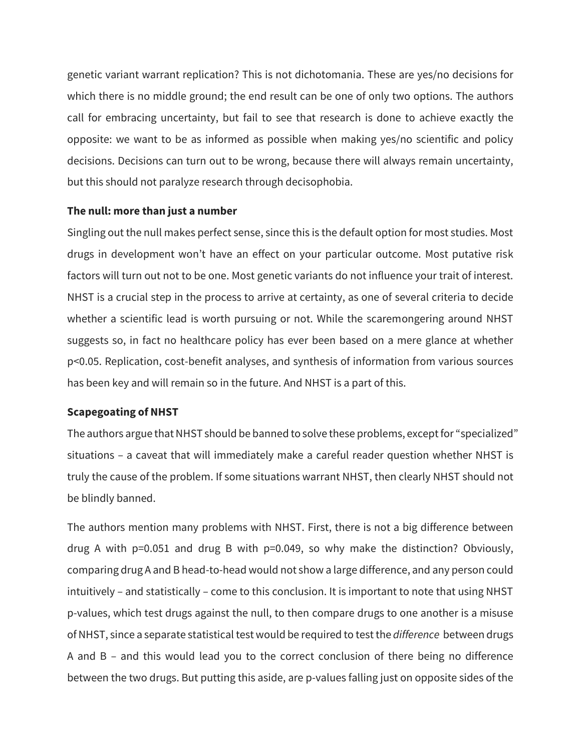genetic variant warrant replication? This is not dichotomania. These are yes/no decisions for which there is no middle ground; the end result can be one of only two options. The authors call for embracing uncertainty, but fail to see that research is done to achieve exactly the opposite: we want to be as informed as possible when making yes/no scientific and policy decisions. Decisions can turn out to be wrong, because there will always remain uncertainty, but this should not paralyze research through decisophobia.

**The null: more than just a number**

Singling out the null makes perfect sense, since this is the default option for most studies. Most drugs in development won't have an effect on your particular outcome. Most putative risk factors will turn out not to be one. Most genetic variants do not influence your trait of interest. NHST is a crucial step in the process to arrive at certainty, as one of several criteria to decide whether a scientific lead is worth pursuing or not. While the scaremongering around NHST suggests so, in fact no healthcare policy has ever been based on a mere glance at whether $p<0.05$. Replication, cost-benefit analyses, and synthesis of information from various sources has been key and will remain so in the future. And NHST is a part of this.

**Scapegoating of NHST**

The authors argue that NHST should be banned to solve these problems, except for "specialized" situations – a caveat that will immediately make a careful reader question whether NHST is truly the cause of the problem. If some situations warrant NHST, then clearly NHST should not be blindly banned.

The authors mention many problems with NHST. First, there is not a big difference between drug A with $p=0.051$ and drug B with $p=0.049$, so why make the distinction? Obviously, comparing drug A and B head-to-head would not show a large difference, and any person could intuitively – and statistically – come to this conclusion. It is important to note that using NHST p-values, which test drugs against the null, to then compare drugs to one another is a misuse of NHST, since a separate statistical test would be required to test the *difference* between drugs A and B – and this would lead you to the correct conclusion of there being no difference between the two drugs. But putting this aside, are p-values falling just on opposite sides of the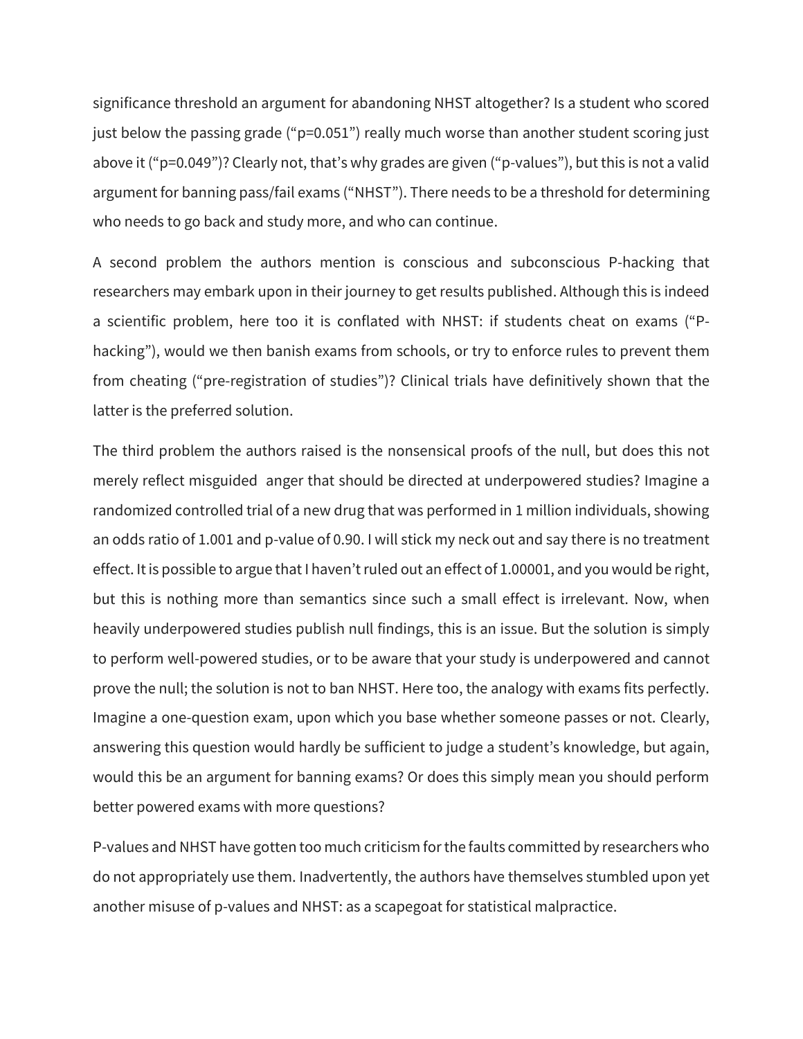significance threshold an argument for abandoning NHST altogether? Is a student who scored just below the passing grade ("p=0.051") really much worse than another student scoring just above it ("p=0.049")? Clearly not, that's why grades are given ("p-values"), but this is not a valid argument for banning pass/fail exams ("NHST"). There needs to be a threshold for determining who needs to go back and study more, and who can continue.

A second problem the authors mention is conscious and subconscious P-hacking that researchers may embark upon in their journey to get results published. Although this is indeed a scientific problem, here too it is conflated with NHST: if students cheat on exams ("P-hacking"), would we then banish exams from schools, or try to enforce rules to prevent them from cheating ("pre-registration of studies")? Clinical trials have definitively shown that the latter is the preferred solution.

The third problem the authors raised is the nonsensical proofs of the null, but does this not merely reflect misguided anger that should be directed at underpowered studies? Imagine a randomized controlled trial of a new drug that was performed in 1 million individuals, showing an odds ratio of 1.001 and p-value of 0.90. I will stick my neck out and say there is no treatment effect. It is possible to argue that I haven't ruled out an effect of 1.00001, and you would be right, but this is nothing more than semantics since such a small effect is irrelevant. Now, when heavily underpowered studies publish null findings, this is an issue. But the solution is simply to perform well-powered studies, or to be aware that your study is underpowered and cannot prove the null; the solution is not to ban NHST. Here too, the analogy with exams fits perfectly. Imagine a one-question exam, upon which you base whether someone passes or not. Clearly, answering this question would hardly be sufficient to judge a student's knowledge, but again, would this be an argument for banning exams? Or does this simply mean you should perform better powered exams with more questions?

P-values and NHST have gotten too much criticism for the faults committed by researchers who do not appropriately use them. Inadvertently, the authors have themselves stumbled upon yet another misuse of p-values and NHST: as a scapegoat for statistical malpractice.